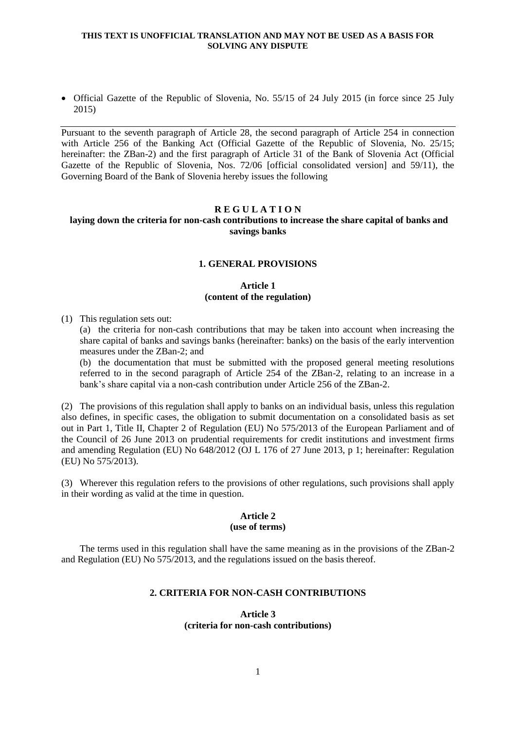**THIS TEXT IS UNOFFICIAL TRANSLATION AND MAY NOT BE USED AS A BASIS FOR SOLVING ANY DISPUTE**

- Official Gazette of the Republic of Slovenia, No. 55/15 of 24 July 2015 (in force since 25 July 2015)

---

Pursuant to the seventh paragraph of Article 28, the second paragraph of Article 254 in connection with Article 256 of the Banking Act (Official Gazette of the Republic of Slovenia, No. 25/15; hereinafter: the ZBan-2) and the first paragraph of Article 31 of the Bank of Slovenia Act (Official Gazette of the Republic of Slovenia, Nos. 72/06 [official consolidated version] and 59/11), the Governing Board of the Bank of Slovenia hereby issues the following

# R E G U L A T I O N
## laying down the criteria for non-cash contributions to increase the share capital of banks and savings banks

### 1. GENERAL PROVISIONS

#### Article 1
#### (content of the regulation)

(1) This regulation sets out:

(a) the criteria for non-cash contributions that may be taken into account when increasing the share capital of banks and savings banks (hereinafter: banks) on the basis of the early intervention measures under the ZBan-2; and

(b) the documentation that must be submitted with the proposed general meeting resolutions referred to in the second paragraph of Article 254 of the ZBan-2, relating to an increase in a bank's share capital via a non-cash contribution under Article 256 of the ZBan-2.

(2) The provisions of this regulation shall apply to banks on an individual basis, unless this regulation also defines, in specific cases, the obligation to submit documentation on a consolidated basis as set out in Part 1, Title II, Chapter 2 of Regulation (EU) No 575/2013 of the European Parliament and of the Council of 26 June 2013 on prudential requirements for credit institutions and investment firms and amending Regulation (EU) No 648/2012 (OJ L 176 of 27 June 2013, p 1; hereinafter: Regulation (EU) No 575/2013).

(3) Wherever this regulation refers to the provisions of other regulations, such provisions shall apply in their wording as valid at the time in question.

#### Article 2
#### (use of terms)

The terms used in this regulation shall have the same meaning as in the provisions of the ZBan-2 and Regulation (EU) No 575/2013, and the regulations issued on the basis thereof.

### 2. CRITERIA FOR NON-CASH CONTRIBUTIONS

#### Article 3
#### (criteria for non-cash contributions)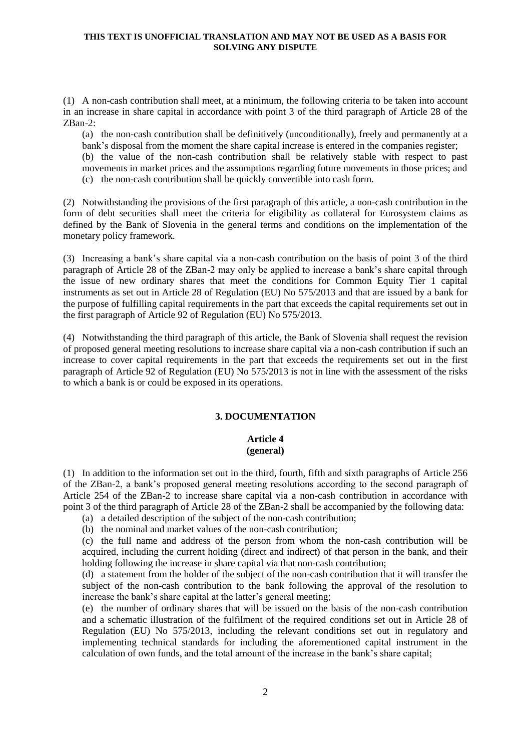(1) A non-cash contribution shall meet, at a minimum, the following criteria to be taken into account in an increase in share capital in accordance with point 3 of the third paragraph of Article 28 of the ZBan-2:

(a) the non-cash contribution shall be definitively (unconditionally), freely and permanently at a bank's disposal from the moment the share capital increase is entered in the companies register;

(b) the value of the non-cash contribution shall be relatively stable with respect to past movements in market prices and the assumptions regarding future movements in those prices; and

(c) the non-cash contribution shall be quickly convertible into cash form.

(2) Notwithstanding the provisions of the first paragraph of this article, a non-cash contribution in the form of debt securities shall meet the criteria for eligibility as collateral for Eurosystem claims as defined by the Bank of Slovenia in the general terms and conditions on the implementation of the monetary policy framework.

(3) Increasing a bank's share capital via a non-cash contribution on the basis of point 3 of the third paragraph of Article 28 of the ZBan-2 may only be applied to increase a bank's share capital through the issue of new ordinary shares that meet the conditions for Common Equity Tier 1 capital instruments as set out in Article 28 of Regulation (EU) No 575/2013 and that are issued by a bank for the purpose of fulfilling capital requirements in the part that exceeds the capital requirements set out in the first paragraph of Article 92 of Regulation (EU) No 575/2013.

(4) Notwithstanding the third paragraph of this article, the Bank of Slovenia shall request the revision of proposed general meeting resolutions to increase share capital via a non-cash contribution if such an increase to cover capital requirements in the part that exceeds the requirements set out in the first paragraph of Article 92 of Regulation (EU) No 575/2013 is not in line with the assessment of the risks to which a bank is or could be exposed in its operations.

## 3. DOCUMENTATION

### Article 4
### (general)

(1) In addition to the information set out in the third, fourth, fifth and sixth paragraphs of Article 256 of the ZBan-2, a bank's proposed general meeting resolutions according to the second paragraph of Article 254 of the ZBan-2 to increase share capital via a non-cash contribution in accordance with point 3 of the third paragraph of Article 28 of the ZBan-2 shall be accompanied by the following data:

(a) a detailed description of the subject of the non-cash contribution;

(b) the nominal and market values of the non-cash contribution;

(c) the full name and address of the person from whom the non-cash contribution will be acquired, including the current holding (direct and indirect) of that person in the bank, and their holding following the increase in share capital via that non-cash contribution;

(d) a statement from the holder of the subject of the non-cash contribution that it will transfer the subject of the non-cash contribution to the bank following the approval of the resolution to increase the bank's share capital at the latter's general meeting;

(e) the number of ordinary shares that will be issued on the basis of the non-cash contribution and a schematic illustration of the fulfilment of the required conditions set out in Article 28 of Regulation (EU) No 575/2013, including the relevant conditions set out in regulatory and implementing technical standards for including the aforementioned capital instrument in the calculation of own funds, and the total amount of the increase in the bank's share capital;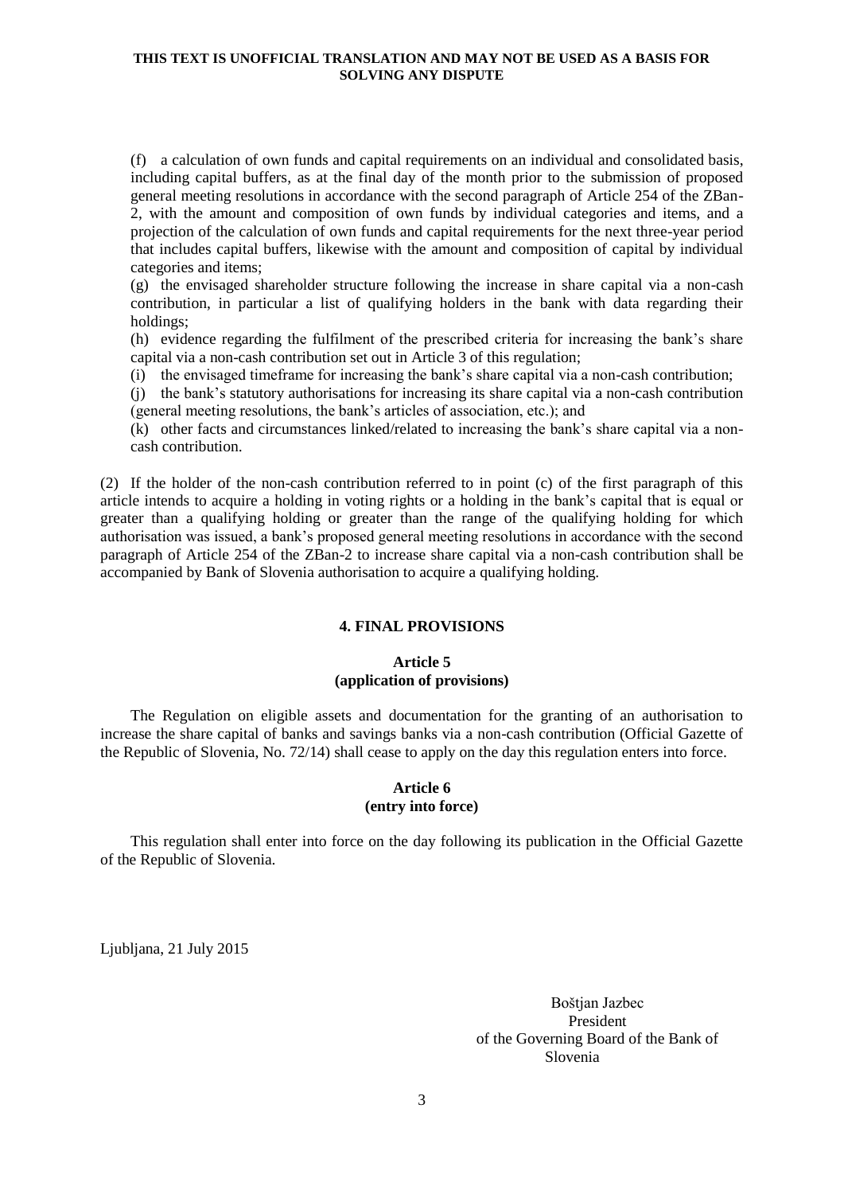(f) a calculation of own funds and capital requirements on an individual and consolidated basis, including capital buffers, as at the final day of the month prior to the submission of proposed general meeting resolutions in accordance with the second paragraph of Article 254 of the ZBan-2, with the amount and composition of own funds by individual categories and items, and a projection of the calculation of own funds and capital requirements for the next three-year period that includes capital buffers, likewise with the amount and composition of capital by individual categories and items;

(g) the envisaged shareholder structure following the increase in share capital via a non-cash contribution, in particular a list of qualifying holders in the bank with data regarding their holdings;

(h) evidence regarding the fulfilment of the prescribed criteria for increasing the bank's share capital via a non-cash contribution set out in Article 3 of this regulation;

(i) the envisaged timeframe for increasing the bank's share capital via a non-cash contribution;

(j) the bank's statutory authorisations for increasing its share capital via a non-cash contribution (general meeting resolutions, the bank's articles of association, etc.); and

(k) other facts and circumstances linked/related to increasing the bank's share capital via a non-cash contribution.

(2) If the holder of the non-cash contribution referred to in point (c) of the first paragraph of this article intends to acquire a holding in voting rights or a holding in the bank's capital that is equal or greater than a qualifying holding or greater than the range of the qualifying holding for which authorisation was issued, a bank's proposed general meeting resolutions in accordance with the second paragraph of Article 254 of the ZBan-2 to increase share capital via a non-cash contribution shall be accompanied by Bank of Slovenia authorisation to acquire a qualifying holding.

## 4. FINAL PROVISIONS

### Article 5
### (application of provisions)

The Regulation on eligible assets and documentation for the granting of an authorisation to increase the share capital of banks and savings banks via a non-cash contribution (Official Gazette of the Republic of Slovenia, No. 72/14) shall cease to apply on the day this regulation enters into force.

### Article 6
### (entry into force)

This regulation shall enter into force on the day following its publication in the Official Gazette of the Republic of Slovenia.

Ljubljana, 21 July 2015

Boštjan Jazbec
President
of the Governing Board of the Bank of Slovenia